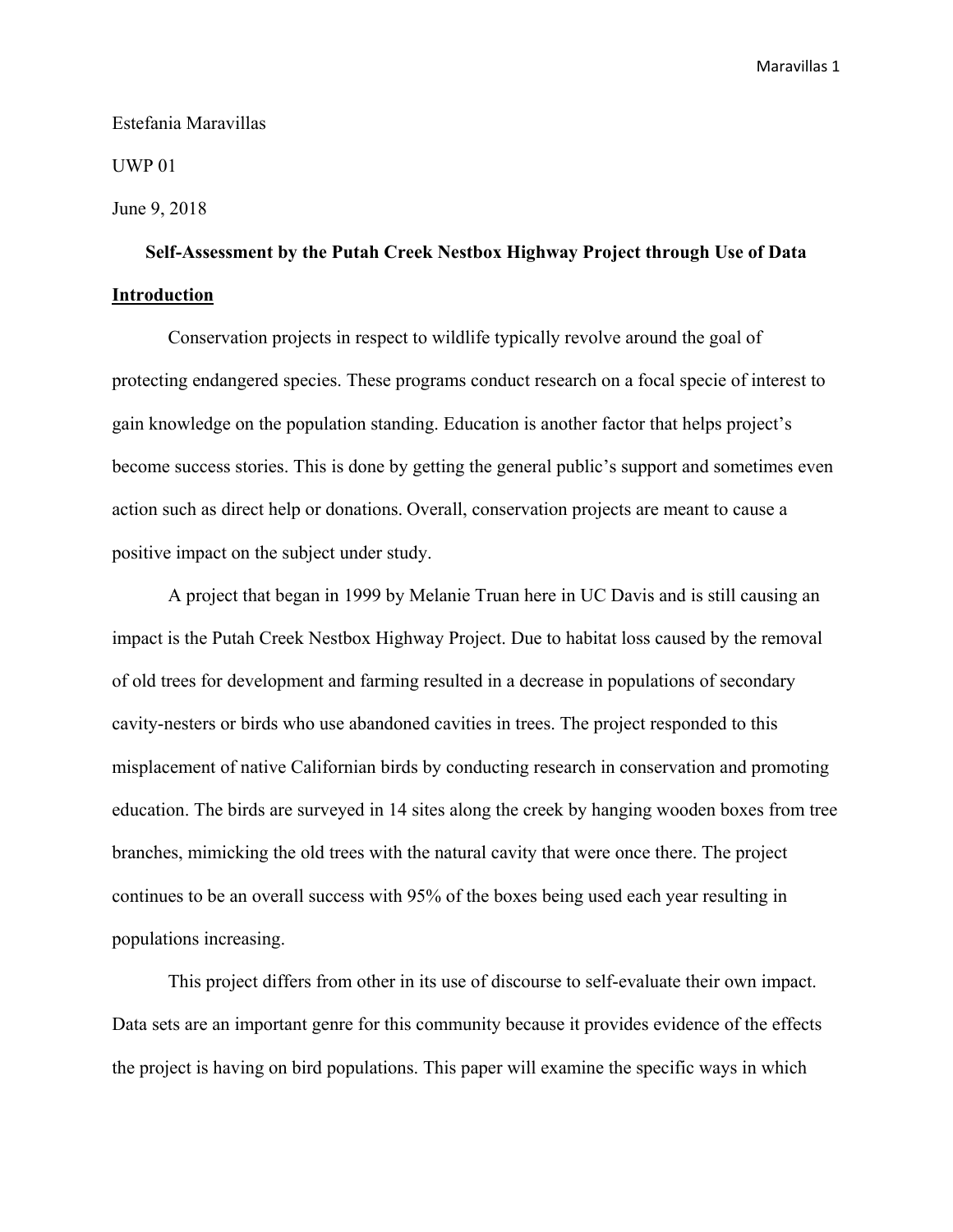Estefania Maravillas

UWP 01

June 9, 2018

**Self-Assessment by the Putah Creek Nestbox Highway Project through Use of Data**

## Introduction

Conservation projects in respect to wildlife typically revolve around the goal of protecting endangered species. These programs conduct research on a focal specie of interest to gain knowledge on the population standing. Education is another factor that helps project's become success stories. This is done by getting the general public's support and sometimes even action such as direct help or donations. Overall, conservation projects are meant to cause a positive impact on the subject under study.

A project that began in 1999 by Melanie Truan here in UC Davis and is still causing an impact is the Putah Creek Nestbox Highway Project. Due to habitat loss caused by the removal of old trees for development and farming resulted in a decrease in populations of secondary cavity-nesters or birds who use abandoned cavities in trees. The project responded to this misplacement of native Californian birds by conducting research in conservation and promoting education. The birds are surveyed in 14 sites along the creek by hanging wooden boxes from tree branches, mimicking the old trees with the natural cavity that were once there. The project continues to be an overall success with 95% of the boxes being used each year resulting in populations increasing.

This project differs from other in its use of discourse to self-evaluate their own impact. Data sets are an important genre for this community because it provides evidence of the effects the project is having on bird populations. This paper will examine the specific ways in which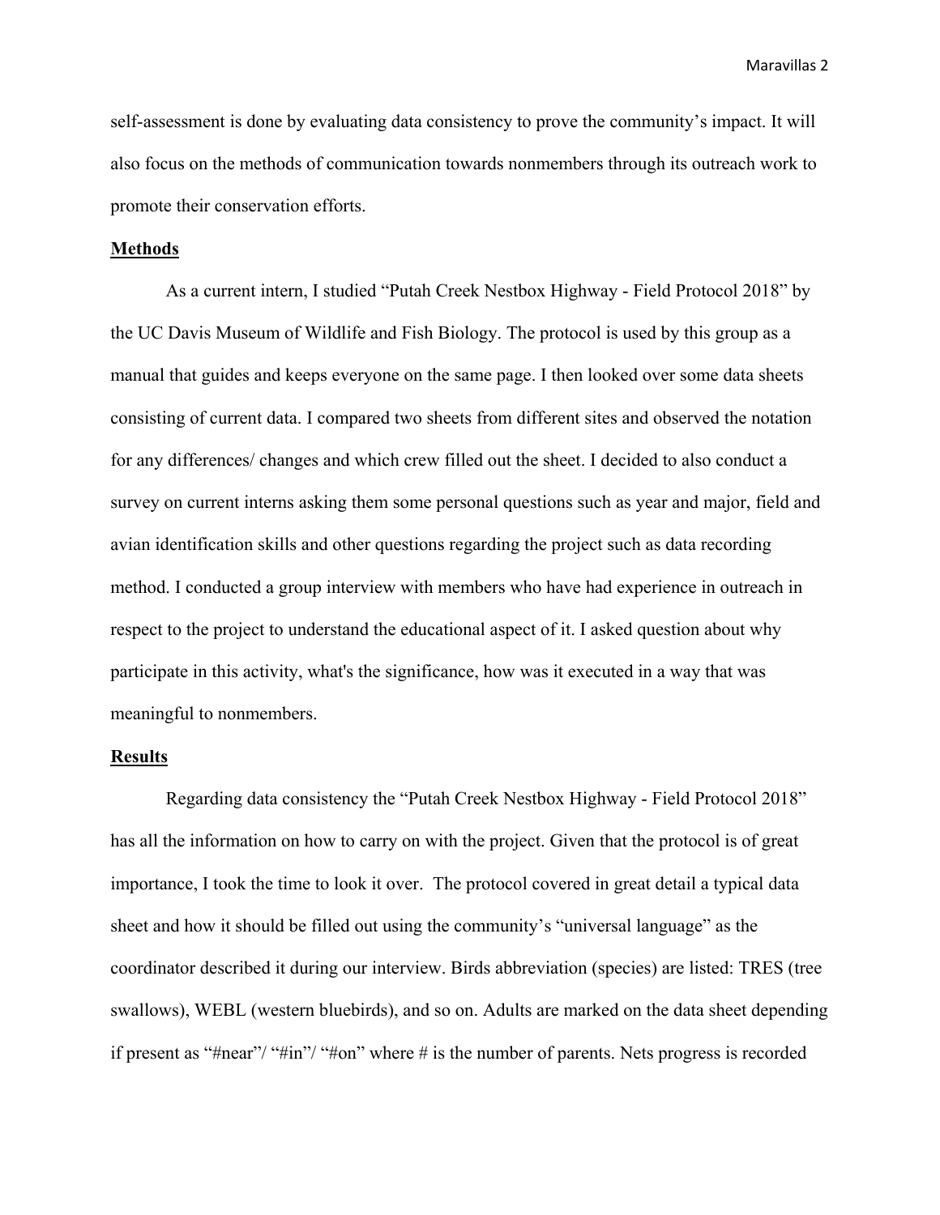self-assessment is done by evaluating data consistency to prove the community's impact. It will also focus on the methods of communication towards nonmembers through its outreach work to promote their conservation efforts.

## Methods

As a current intern, I studied "Putah Creek Nestbox Highway - Field Protocol 2018" by the UC Davis Museum of Wildlife and Fish Biology. The protocol is used by this group as a manual that guides and keeps everyone on the same page. I then looked over some data sheets consisting of current data. I compared two sheets from different sites and observed the notation for any differences/ changes and which crew filled out the sheet. I decided to also conduct a survey on current interns asking them some personal questions such as year and major, field and avian identification skills and other questions regarding the project such as data recording method. I conducted a group interview with members who have had experience in outreach in respect to the project to understand the educational aspect of it. I asked question about why participate in this activity, what's the significance, how was it executed in a way that was meaningful to nonmembers.

## Results

Regarding data consistency the "Putah Creek Nestbox Highway - Field Protocol 2018" has all the information on how to carry on with the project. Given that the protocol is of great importance, I took the time to look it over.  The protocol covered in great detail a typical data sheet and how it should be filled out using the community's "universal language" as the coordinator described it during our interview. Birds abbreviation (species) are listed: TRES (tree swallows), WEBL (western bluebirds), and so on. Adults are marked on the data sheet depending if present as "#near"/ "#in"/ "#on" where # is the number of parents. Nets progress is recorded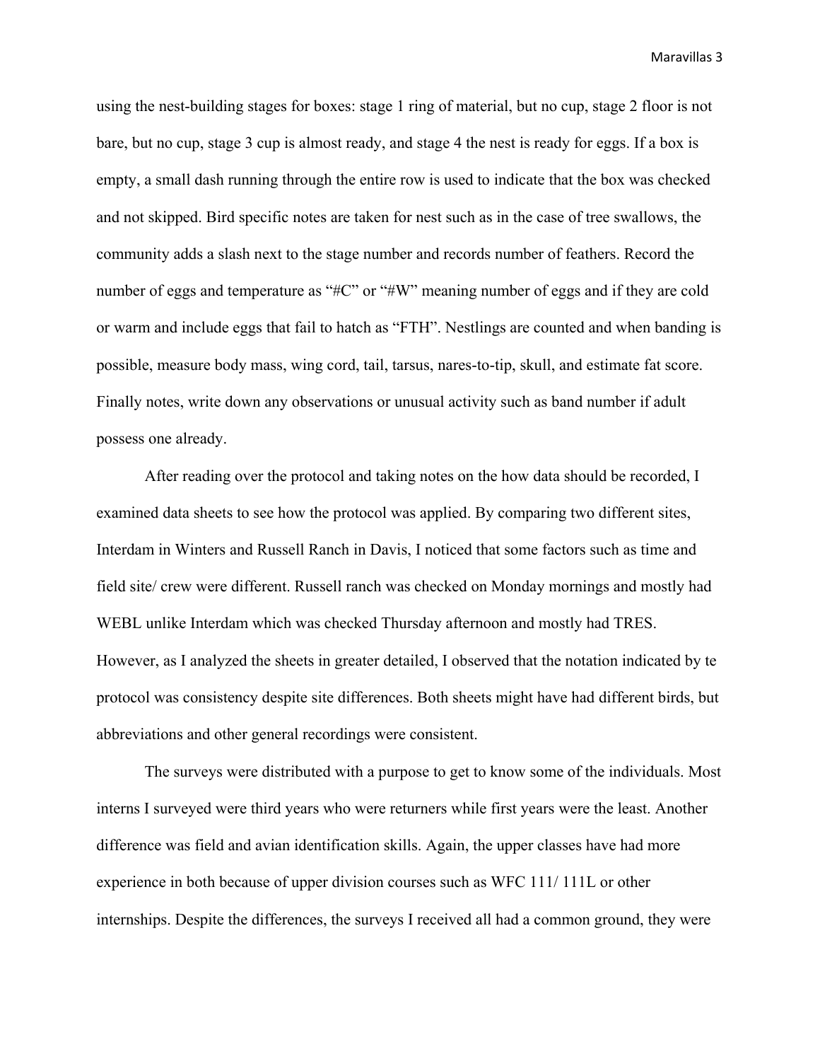using the nest-building stages for boxes: stage 1 ring of material, but no cup, stage 2 floor is not bare, but no cup, stage 3 cup is almost ready, and stage 4 the nest is ready for eggs. If a box is empty, a small dash running through the entire row is used to indicate that the box was checked and not skipped. Bird specific notes are taken for nest such as in the case of tree swallows, the community adds a slash next to the stage number and records number of feathers. Record the number of eggs and temperature as "#C" or "#W" meaning number of eggs and if they are cold or warm and include eggs that fail to hatch as "FTH". Nestlings are counted and when banding is possible, measure body mass, wing cord, tail, tarsus, nares-to-tip, skull, and estimate fat score. Finally notes, write down any observations or unusual activity such as band number if adult possess one already.

After reading over the protocol and taking notes on the how data should be recorded, I examined data sheets to see how the protocol was applied. By comparing two different sites, Interdam in Winters and Russell Ranch in Davis, I noticed that some factors such as time and field site/ crew were different. Russell ranch was checked on Monday mornings and mostly had WEBL unlike Interdam which was checked Thursday afternoon and mostly had TRES. However, as I analyzed the sheets in greater detailed, I observed that the notation indicated by te protocol was consistency despite site differences. Both sheets might have had different birds, but abbreviations and other general recordings were consistent.

The surveys were distributed with a purpose to get to know some of the individuals. Most interns I surveyed were third years who were returners while first years were the least. Another difference was field and avian identification skills. Again, the upper classes have had more experience in both because of upper division courses such as WFC 111/ 111L or other internships. Despite the differences, the surveys I received all had a common ground, they were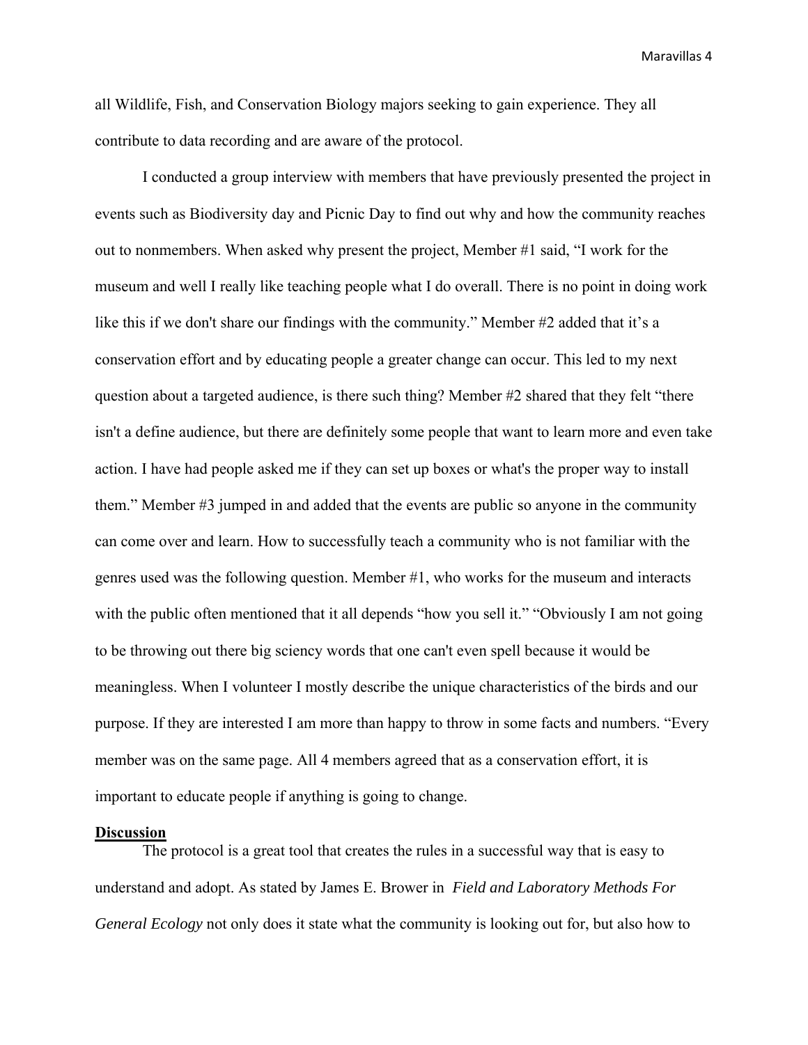all Wildlife, Fish, and Conservation Biology majors seeking to gain experience. They all contribute to data recording and are aware of the protocol.

I conducted a group interview with members that have previously presented the project in events such as Biodiversity day and Picnic Day to find out why and how the community reaches out to nonmembers. When asked why present the project, Member #1 said, "I work for the museum and well I really like teaching people what I do overall. There is no point in doing work like this if we don't share our findings with the community." Member #2 added that it's a conservation effort and by educating people a greater change can occur. This led to my next question about a targeted audience, is there such thing? Member #2 shared that they felt "there isn't a define audience, but there are definitely some people that want to learn more and even take action. I have had people asked me if they can set up boxes or what's the proper way to install them." Member #3 jumped in and added that the events are public so anyone in the community can come over and learn. How to successfully teach a community who is not familiar with the genres used was the following question. Member #1, who works for the museum and interacts with the public often mentioned that it all depends "how you sell it." "Obviously I am not going to be throwing out there big sciency words that one can't even spell because it would be meaningless. When I volunteer I mostly describe the unique characteristics of the birds and our purpose. If they are interested I am more than happy to throw in some facts and numbers. "Every member was on the same page. All 4 members agreed that as a conservation effort, it is important to educate people if anything is going to change.

## Discussion

The protocol is a great tool that creates the rules in a successful way that is easy to understand and adopt. As stated by James E. Brower in *Field and Laboratory Methods For General Ecology* not only does it state what the community is looking out for, but also how to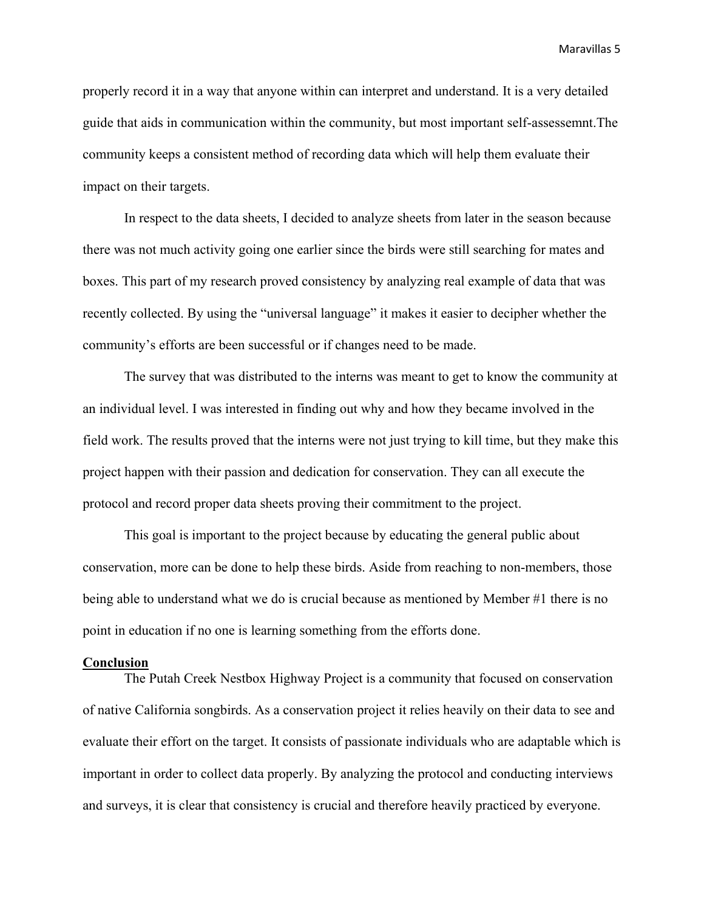properly record it in a way that anyone within can interpret and understand. It is a very detailed guide that aids in communication within the community, but most important self-assessemnt.The community keeps a consistent method of recording data which will help them evaluate their impact on their targets.

In respect to the data sheets, I decided to analyze sheets from later in the season because there was not much activity going one earlier since the birds were still searching for mates and boxes. This part of my research proved consistency by analyzing real example of data that was recently collected. By using the "universal language" it makes it easier to decipher whether the community's efforts are been successful or if changes need to be made.

The survey that was distributed to the interns was meant to get to know the community at an individual level. I was interested in finding out why and how they became involved in the field work. The results proved that the interns were not just trying to kill time, but they make this project happen with their passion and dedication for conservation. They can all execute the protocol and record proper data sheets proving their commitment to the project.

This goal is important to the project because by educating the general public about conservation, more can be done to help these birds. Aside from reaching to non-members, those being able to understand what we do is crucial because as mentioned by Member #1 there is no point in education if no one is learning something from the efforts done.

**Conclusion**

The Putah Creek Nestbox Highway Project is a community that focused on conservation of native California songbirds. As a conservation project it relies heavily on their data to see and evaluate their effort on the target. It consists of passionate individuals who are adaptable which is important in order to collect data properly. By analyzing the protocol and conducting interviews and surveys, it is clear that consistency is crucial and therefore heavily practiced by everyone.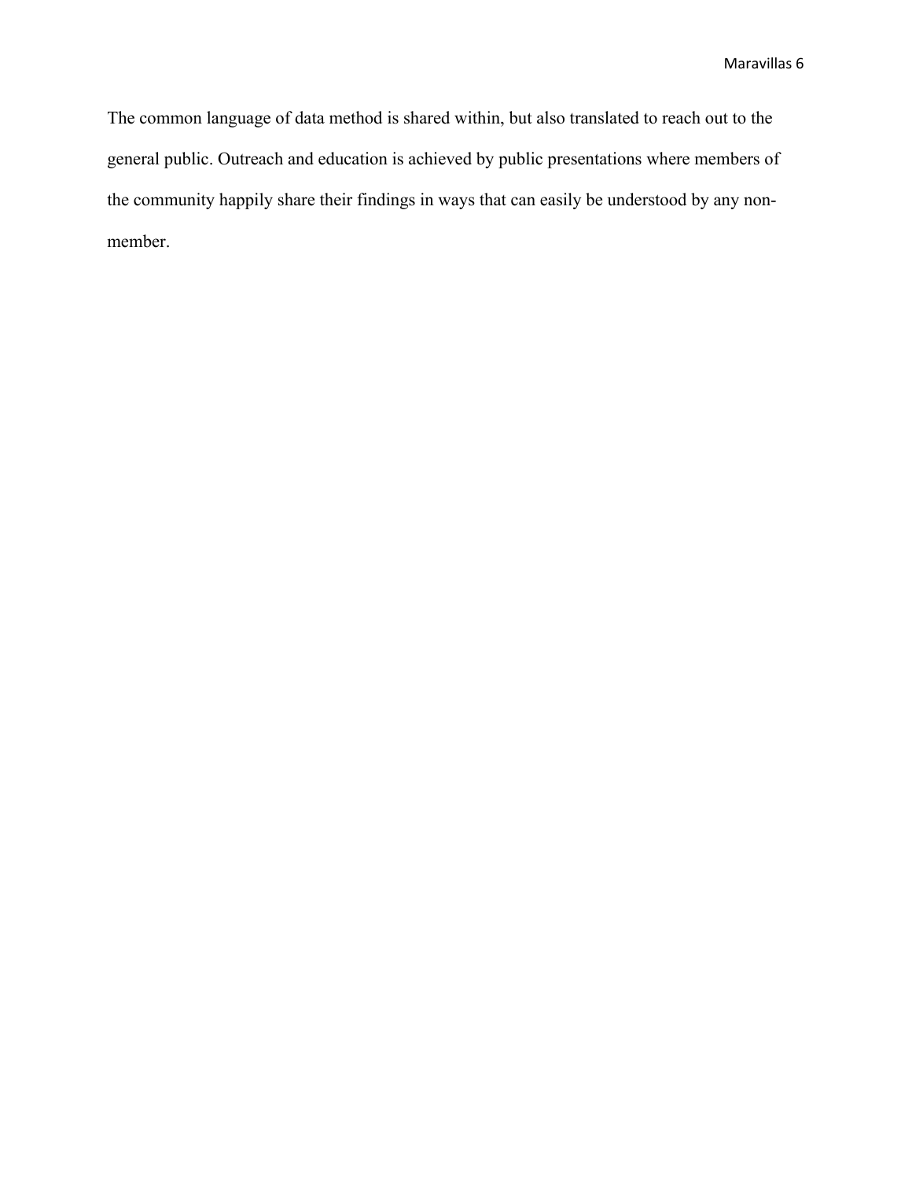The common language of data method is shared within, but also translated to reach out to the general public. Outreach and education is achieved by public presentations where members of the community happily share their findings in ways that can easily be understood by any non-member.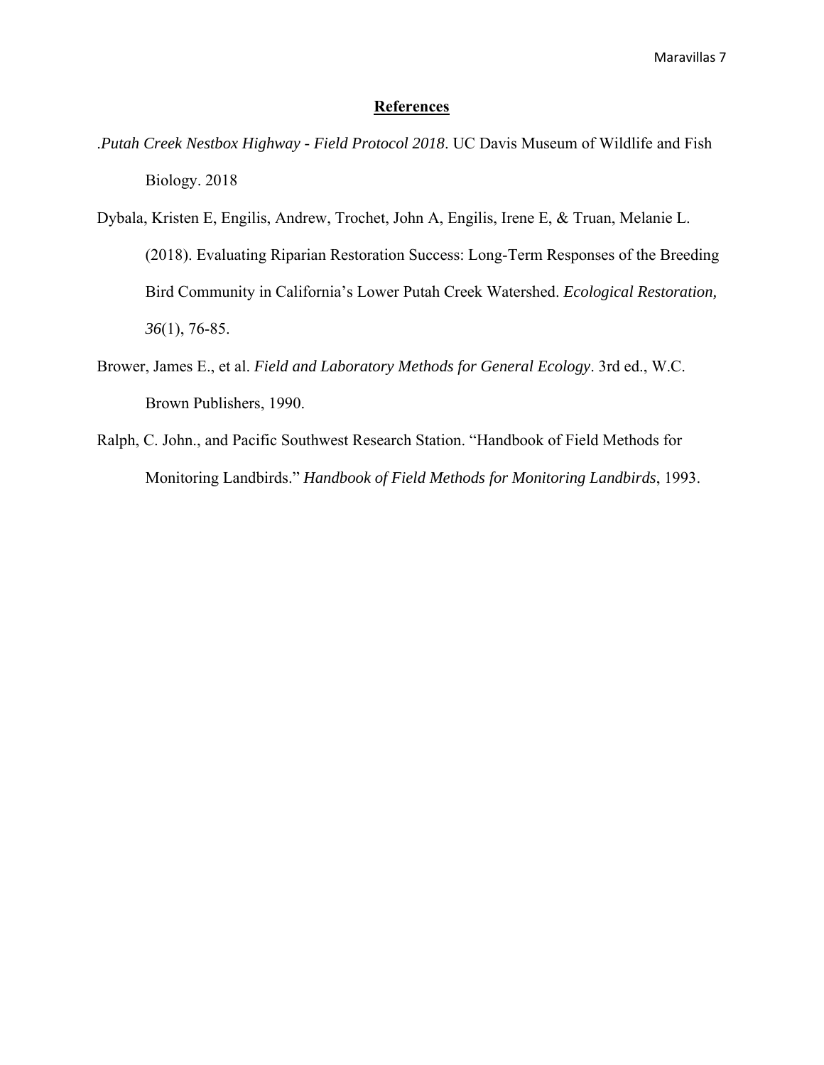## References

.*Putah Creek Nestbox Highway - Field Protocol 2018*. UC Davis Museum of Wildlife and Fish Biology. 2018

Dybala, Kristen E, Engilis, Andrew, Trochet, John A, Engilis, Irene E, & Truan, Melanie L. (2018). Evaluating Riparian Restoration Success: Long-Term Responses of the Breeding Bird Community in California's Lower Putah Creek Watershed. *Ecological Restoration, 36*(1), 76-85.

Brower, James E., et al. *Field and Laboratory Methods for General Ecology*. 3rd ed., W.C. Brown Publishers, 1990.

Ralph, C. John., and Pacific Southwest Research Station. "Handbook of Field Methods for Monitoring Landbirds." *Handbook of Field Methods for Monitoring Landbirds*, 1993.